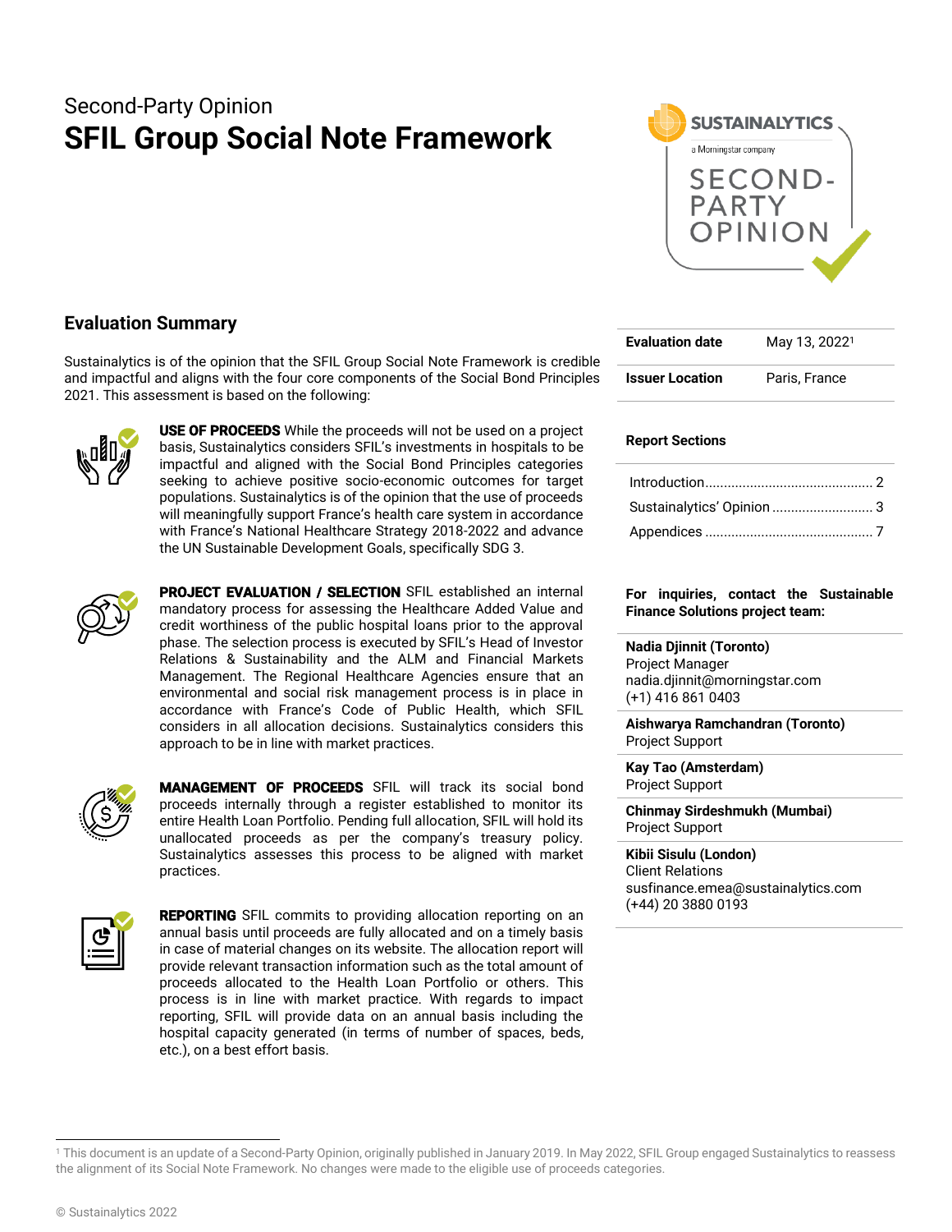Second-Party Opinion

# SFIL Group Social Note Framework

## Evaluation Summary

Sustainalytics is of the opinion that the SFIL Group Social Note Framework is credible and impactful and aligns with the four core components of the Social Bond Principles 2021. This assessment is based on the following:

**USE OF PROCEEDS** While the proceeds will not be used on a project basis, Sustainalytics considers SFIL's investments in hospitals to be impactful and aligned with the Social Bond Principles categories seeking to achieve positive socio-economic outcomes for target populations. Sustainalytics is of the opinion that the use of proceeds will meaningfully support France's health care system in accordance with France's National Healthcare Strategy 2018-2022 and advance the UN Sustainable Development Goals, specifically SDG 3.

**PROJECT EVALUATION / SELECTION** SFIL established an internal mandatory process for assessing the Healthcare Added Value and credit worthiness of the public hospital loans prior to the approval phase. The selection process is executed by SFIL's Head of Investor Relations & Sustainability and the ALM and Financial Markets Management. The Regional Healthcare Agencies ensure that an environmental and social risk management process is in place in accordance with France's Code of Public Health, which SFIL considers in all allocation decisions. Sustainalytics considers this approach to be in line with market practices.

**MANAGEMENT OF PROCEEDS** SFIL will track its social bond proceeds internally through a register established to monitor its entire Health Loan Portfolio. Pending full allocation, SFIL will hold its unallocated proceeds as per the company's treasury policy. Sustainalytics assesses this process to be aligned with market practices.

**REPORTING** SFIL commits to providing allocation reporting on an annual basis until proceeds are fully allocated and on a timely basis in case of material changes on its website. The allocation report will provide relevant transaction information such as the total amount of proceeds allocated to the Health Loan Portfolio or others. This process is in line with market practice. With regards to impact reporting, SFIL will provide data on an annual basis including the hospital capacity generated (in terms of number of spaces, beds, etc.), on a best effort basis.

| | |
|---|---|
| **Evaluation date** | May 13, 2022[1] |
| **Issuer Location** | Paris, France |

**Report Sections**

- Introduction ... 2
- Sustainalytics' Opinion ... 3
- Appendices ... 7

**For inquiries, contact the Sustainable Finance Solutions project team:**

**Nadia Djinnit (Toronto)**
Project Manager
nadia.djinnit@morningstar.com
(+1) 416 861 0403

**Aishwarya Ramchandran (Toronto)**
Project Support

**Kay Tao (Amsterdam)**
Project Support

**Chinmay Sirdeshmukh (Mumbai)**
Project Support

**Kibii Sisulu (London)**
Client Relations
susfinance.emea@sustainalytics.com
(+44) 20 3880 0193

[1] This document is an update of a Second-Party Opinion, originally published in January 2019. In May 2022, SFIL Group engaged Sustainalytics to reassess the alignment of its Social Note Framework. No changes were made to the eligible use of proceeds categories.

© Sustainalytics 2022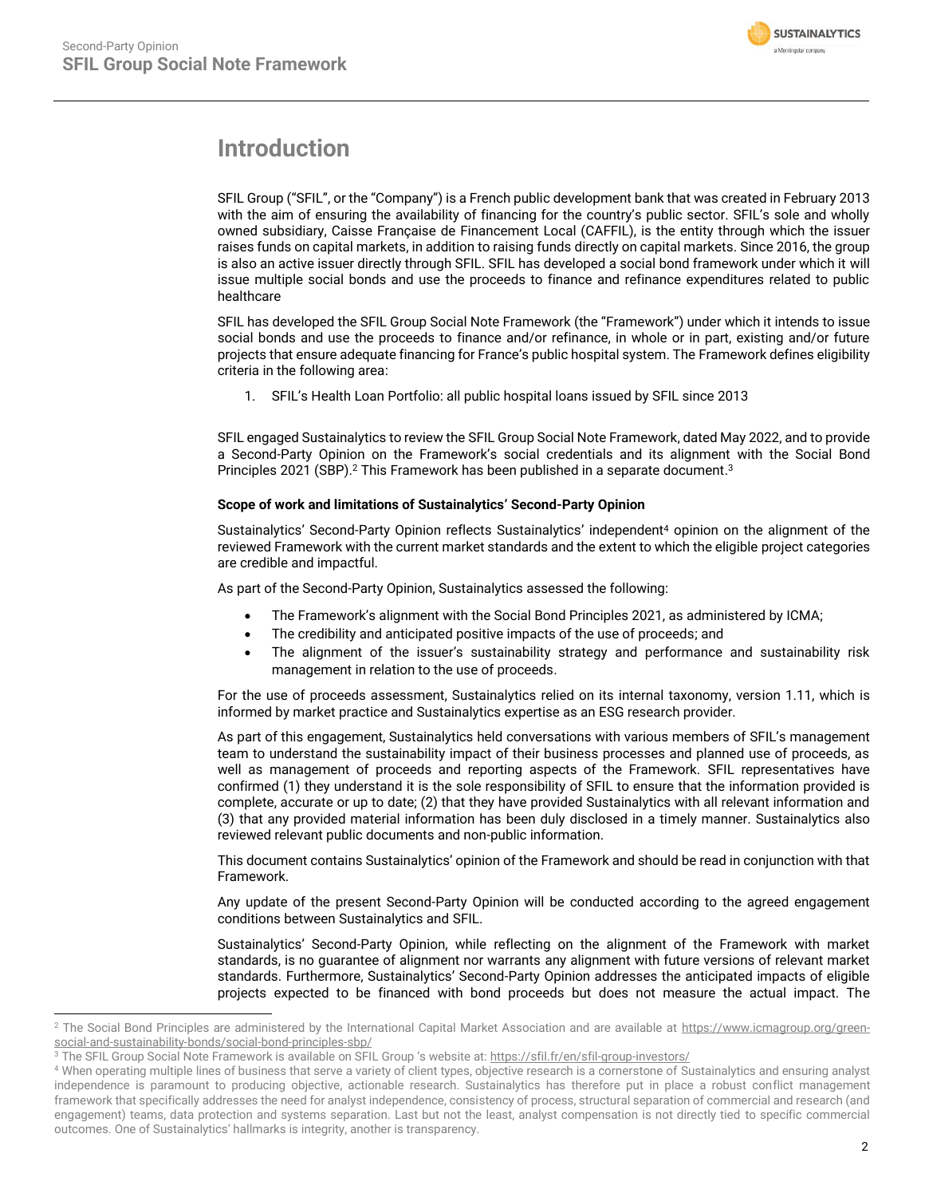# Introduction

SFIL Group ("SFIL", or the "Company") is a French public development bank that was created in February 2013 with the aim of ensuring the availability of financing for the country's public sector. SFIL's sole and wholly owned subsidiary, Caisse Française de Financement Local (CAFFIL), is the entity through which the issuer raises funds on capital markets, in addition to raising funds directly on capital markets. Since 2016, the group is also an active issuer directly through SFIL. SFIL has developed a social bond framework under which it will issue multiple social bonds and use the proceeds to finance and refinance expenditures related to public healthcare

SFIL has developed the SFIL Group Social Note Framework (the "Framework") under which it intends to issue social bonds and use the proceeds to finance and/or refinance, in whole or in part, existing and/or future projects that ensure adequate financing for France's public hospital system. The Framework defines eligibility criteria in the following area:

1. SFIL's Health Loan Portfolio: all public hospital loans issued by SFIL since 2013

SFIL engaged Sustainalytics to review the SFIL Group Social Note Framework, dated May 2022, and to provide a Second-Party Opinion on the Framework's social credentials and its alignment with the Social Bond Principles 2021 (SBP).[2] This Framework has been published in a separate document.[3]

**Scope of work and limitations of Sustainalytics' Second-Party Opinion**

Sustainalytics' Second-Party Opinion reflects Sustainalytics' independent[4] opinion on the alignment of the reviewed Framework with the current market standards and the extent to which the eligible project categories are credible and impactful.

As part of the Second-Party Opinion, Sustainalytics assessed the following:

- The Framework's alignment with the Social Bond Principles 2021, as administered by ICMA;
- The credibility and anticipated positive impacts of the use of proceeds; and
- The alignment of the issuer's sustainability strategy and performance and sustainability risk management in relation to the use of proceeds.

For the use of proceeds assessment, Sustainalytics relied on its internal taxonomy, version 1.11, which is informed by market practice and Sustainalytics expertise as an ESG research provider.

As part of this engagement, Sustainalytics held conversations with various members of SFIL's management team to understand the sustainability impact of their business processes and planned use of proceeds, as well as management of proceeds and reporting aspects of the Framework. SFIL representatives have confirmed (1) they understand it is the sole responsibility of SFIL to ensure that the information provided is complete, accurate or up to date; (2) that they have provided Sustainalytics with all relevant information and (3) that any provided material information has been duly disclosed in a timely manner. Sustainalytics also reviewed relevant public documents and non-public information.

This document contains Sustainalytics' opinion of the Framework and should be read in conjunction with that Framework.

Any update of the present Second-Party Opinion will be conducted according to the agreed engagement conditions between Sustainalytics and SFIL.

Sustainalytics' Second-Party Opinion, while reflecting on the alignment of the Framework with market standards, is no guarantee of alignment nor warrants any alignment with future versions of relevant market standards. Furthermore, Sustainalytics' Second-Party Opinion addresses the anticipated impacts of eligible projects expected to be financed with bond proceeds but does not measure the actual impact. The

[2] The Social Bond Principles are administered by the International Capital Market Association and are available at https://www.icmagroup.org/green-social-and-sustainability-bonds/social-bond-principles-sbp/

[3] The SFIL Group Social Note Framework is available on SFIL Group 's website at: https://sfil.fr/en/sfil-group-investors/

[4] When operating multiple lines of business that serve a variety of client types, objective research is a cornerstone of Sustainalytics and ensuring analyst independence is paramount to producing objective, actionable research. Sustainalytics has therefore put in place a robust conflict management framework that specifically addresses the need for analyst independence, consistency of process, structural separation of commercial and research (and engagement) teams, data protection and systems separation. Last but not the least, analyst compensation is not directly tied to specific commercial outcomes. One of Sustainalytics' hallmarks is integrity, another is transparency.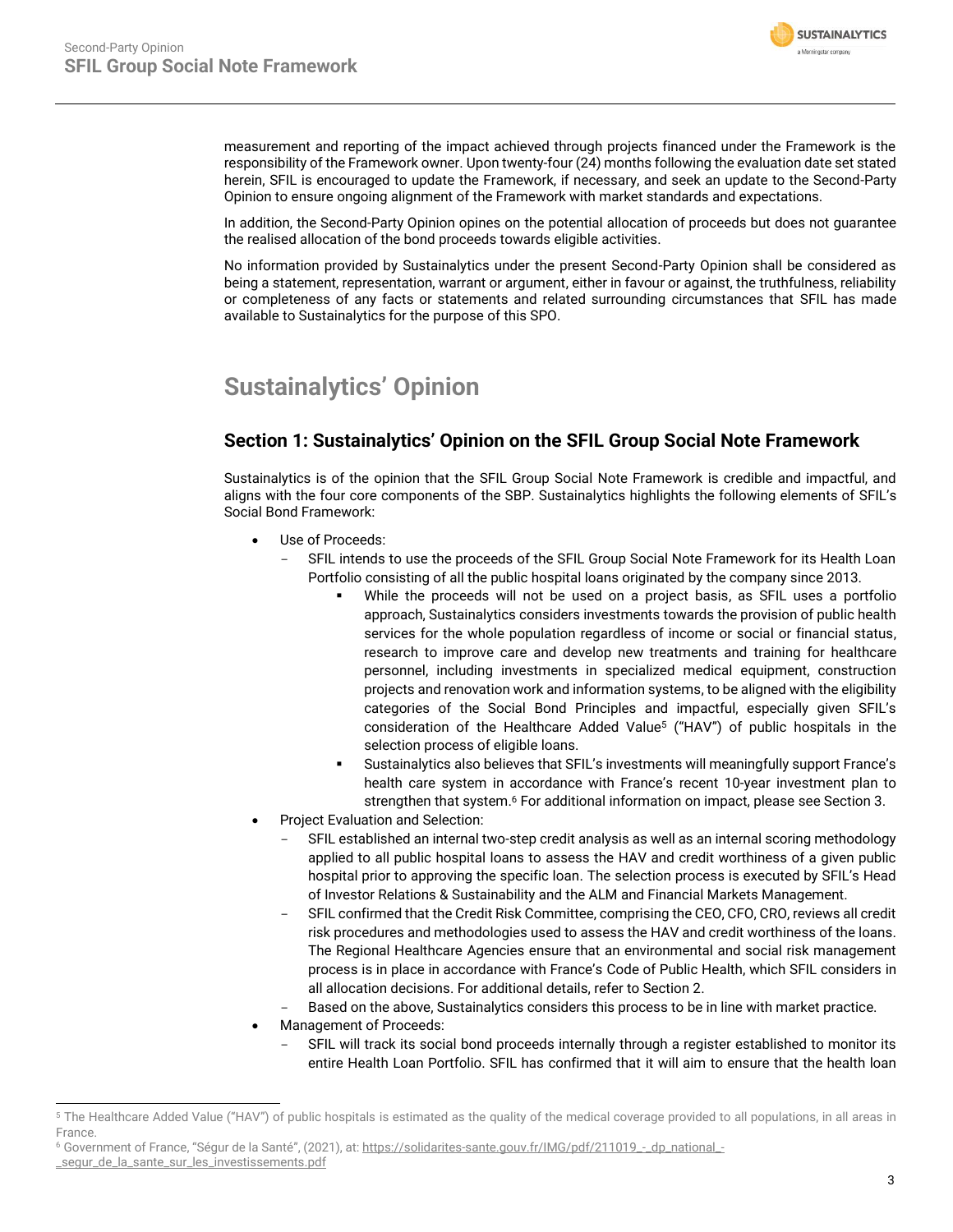measurement and reporting of the impact achieved through projects financed under the Framework is the responsibility of the Framework owner. Upon twenty-four (24) months following the evaluation date set stated herein, SFIL is encouraged to update the Framework, if necessary, and seek an update to the Second-Party Opinion to ensure ongoing alignment of the Framework with market standards and expectations.

In addition, the Second-Party Opinion opines on the potential allocation of proceeds but does not guarantee the realised allocation of the bond proceeds towards eligible activities.

No information provided by Sustainalytics under the present Second-Party Opinion shall be considered as being a statement, representation, warrant or argument, either in favour or against, the truthfulness, reliability or completeness of any facts or statements and related surrounding circumstances that SFIL has made available to Sustainalytics for the purpose of this SPO.

# Sustainalytics' Opinion

## Section 1: Sustainalytics' Opinion on the SFIL Group Social Note Framework

Sustainalytics is of the opinion that the SFIL Group Social Note Framework is credible and impactful, and aligns with the four core components of the SBP. Sustainalytics highlights the following elements of SFIL's Social Bond Framework:

- Use of Proceeds:
  - SFIL intends to use the proceeds of the SFIL Group Social Note Framework for its Health Loan Portfolio consisting of all the public hospital loans originated by the company since 2013.
    - While the proceeds will not be used on a project basis, as SFIL uses a portfolio approach, Sustainalytics considers investments towards the provision of public health services for the whole population regardless of income or social or financial status, research to improve care and develop new treatments and training for healthcare personnel, including investments in specialized medical equipment, construction projects and renovation work and information systems, to be aligned with the eligibility categories of the Social Bond Principles and impactful, especially given SFIL's consideration of the Healthcare Added Value[5] ("HAV") of public hospitals in the selection process of eligible loans.
    - Sustainalytics also believes that SFIL's investments will meaningfully support France's health care system in accordance with France's recent 10-year investment plan to strengthen that system.[6] For additional information on impact, please see Section 3.
- Project Evaluation and Selection:
  - SFIL established an internal two-step credit analysis as well as an internal scoring methodology applied to all public hospital loans to assess the HAV and credit worthiness of a given public hospital prior to approving the specific loan. The selection process is executed by SFIL's Head of Investor Relations & Sustainability and the ALM and Financial Markets Management.
  - SFIL confirmed that the Credit Risk Committee, comprising the CEO, CFO, CRO, reviews all credit risk procedures and methodologies used to assess the HAV and credit worthiness of the loans. The Regional Healthcare Agencies ensure that an environmental and social risk management process is in place in accordance with France's Code of Public Health, which SFIL considers in all allocation decisions. For additional details, refer to Section 2.
  - Based on the above, Sustainalytics considers this process to be in line with market practice.
- Management of Proceeds:
  - SFIL will track its social bond proceeds internally through a register established to monitor its entire Health Loan Portfolio. SFIL has confirmed that it will aim to ensure that the health loan

---

[5] The Healthcare Added Value ("HAV") of public hospitals is estimated as the quality of the medical coverage provided to all populations, in all areas in France.

[6] Government of France, "Ségur de la Santé", (2021), at: https://solidarites-sante.gouv.fr/IMG/pdf/211019_-_dp_national_-_segur_de_la_sante_sur_les_investissements.pdf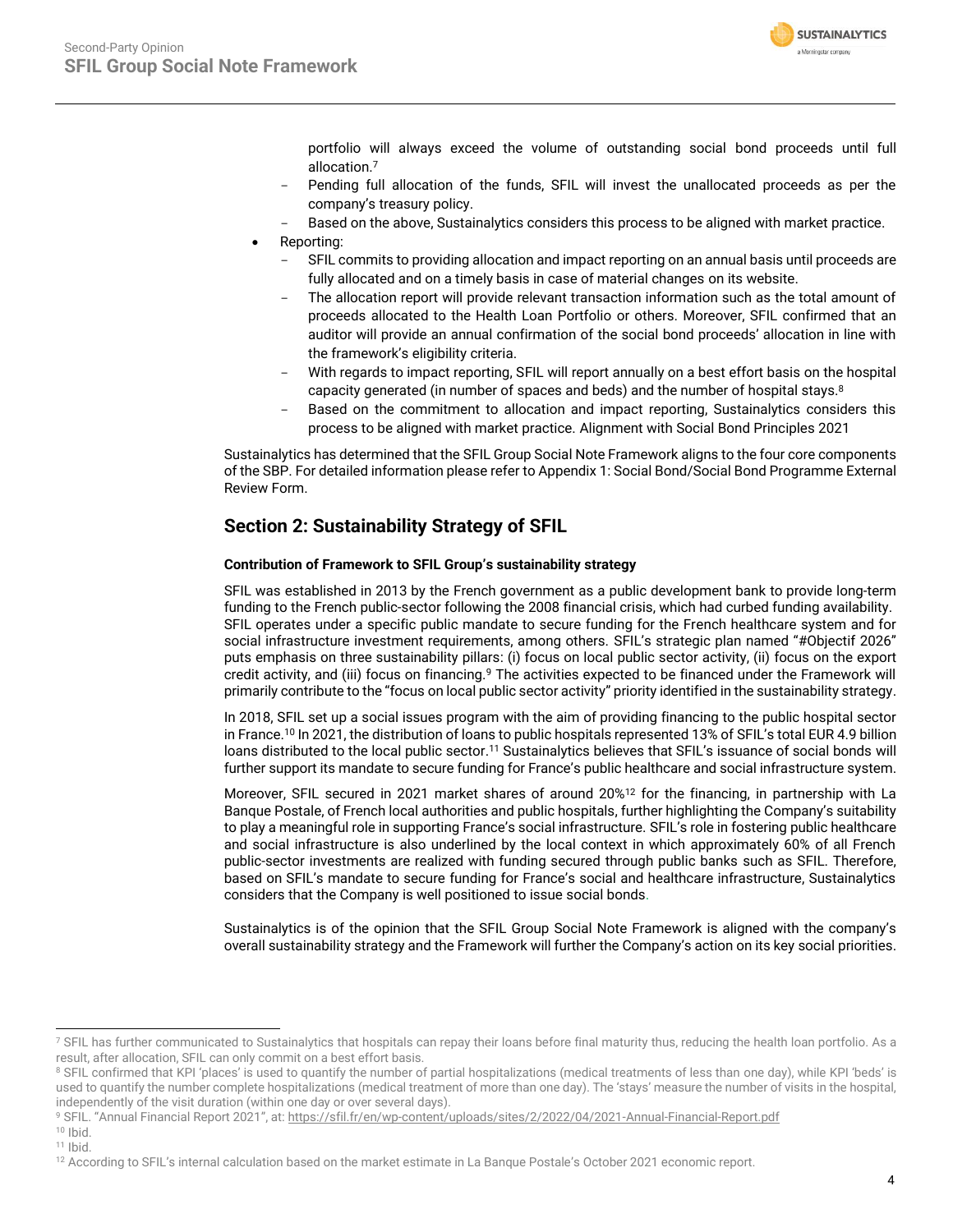portfolio will always exceed the volume of outstanding social bond proceeds until full allocation.[7]
  - Pending full allocation of the funds, SFIL will invest the unallocated proceeds as per the company's treasury policy.
  - Based on the above, Sustainalytics considers this process to be aligned with market practice.
- Reporting:
  - SFIL commits to providing allocation and impact reporting on an annual basis until proceeds are fully allocated and on a timely basis in case of material changes on its website.
  - The allocation report will provide relevant transaction information such as the total amount of proceeds allocated to the Health Loan Portfolio or others. Moreover, SFIL confirmed that an auditor will provide an annual confirmation of the social bond proceeds' allocation in line with the framework's eligibility criteria.
  - With regards to impact reporting, SFIL will report annually on a best effort basis on the hospital capacity generated (in number of spaces and beds) and the number of hospital stays.[8]
  - Based on the commitment to allocation and impact reporting, Sustainalytics considers this process to be aligned with market practice. Alignment with Social Bond Principles 2021

Sustainalytics has determined that the SFIL Group Social Note Framework aligns to the four core components of the SBP. For detailed information please refer to Appendix 1: Social Bond/Social Bond Programme External Review Form.

## Section 2: Sustainability Strategy of SFIL

#### Contribution of Framework to SFIL Group's sustainability strategy

SFIL was established in 2013 by the French government as a public development bank to provide long-term funding to the French public-sector following the 2008 financial crisis, which had curbed funding availability. SFIL operates under a specific public mandate to secure funding for the French healthcare system and for social infrastructure investment requirements, among others. SFIL's strategic plan named "#Objectif 2026" puts emphasis on three sustainability pillars: (i) focus on local public sector activity, (ii) focus on the export credit activity, and (iii) focus on financing.[9] The activities expected to be financed under the Framework will primarily contribute to the "focus on local public sector activity" priority identified in the sustainability strategy.

In 2018, SFIL set up a social issues program with the aim of providing financing to the public hospital sector in France.[10] In 2021, the distribution of loans to public hospitals represented 13% of SFIL's total EUR 4.9 billion loans distributed to the local public sector.[11] Sustainalytics believes that SFIL's issuance of social bonds will further support its mandate to secure funding for France's public healthcare and social infrastructure system.

Moreover, SFIL secured in 2021 market shares of around 20%[12] for the financing, in partnership with La Banque Postale, of French local authorities and public hospitals, further highlighting the Company's suitability to play a meaningful role in supporting France's social infrastructure. SFIL's role in fostering public healthcare and social infrastructure is also underlined by the local context in which approximately 60% of all French public-sector investments are realized with funding secured through public banks such as SFIL. Therefore, based on SFIL's mandate to secure funding for France's social and healthcare infrastructure, Sustainalytics considers that the Company is well positioned to issue social bonds.

Sustainalytics is of the opinion that the SFIL Group Social Note Framework is aligned with the company's overall sustainability strategy and the Framework will further the Company's action on its key social priorities.

---

[7] SFIL has further communicated to Sustainalytics that hospitals can repay their loans before final maturity thus, reducing the health loan portfolio. As a result, after allocation, SFIL can only commit on a best effort basis.

[8] SFIL confirmed that KPI 'places' is used to quantify the number of partial hospitalizations (medical treatments of less than one day), while KPI 'beds' is used to quantify the number complete hospitalizations (medical treatment of more than one day). The 'stays' measure the number of visits in the hospital, independently of the visit duration (within one day or over several days).

[9] SFIL. "Annual Financial Report 2021", at: https://sfil.fr/en/wp-content/uploads/sites/2/2022/04/2021-Annual-Financial-Report.pdf

[10] Ibid.

[11] Ibid.

[12] According to SFIL's internal calculation based on the market estimate in La Banque Postale's October 2021 economic report.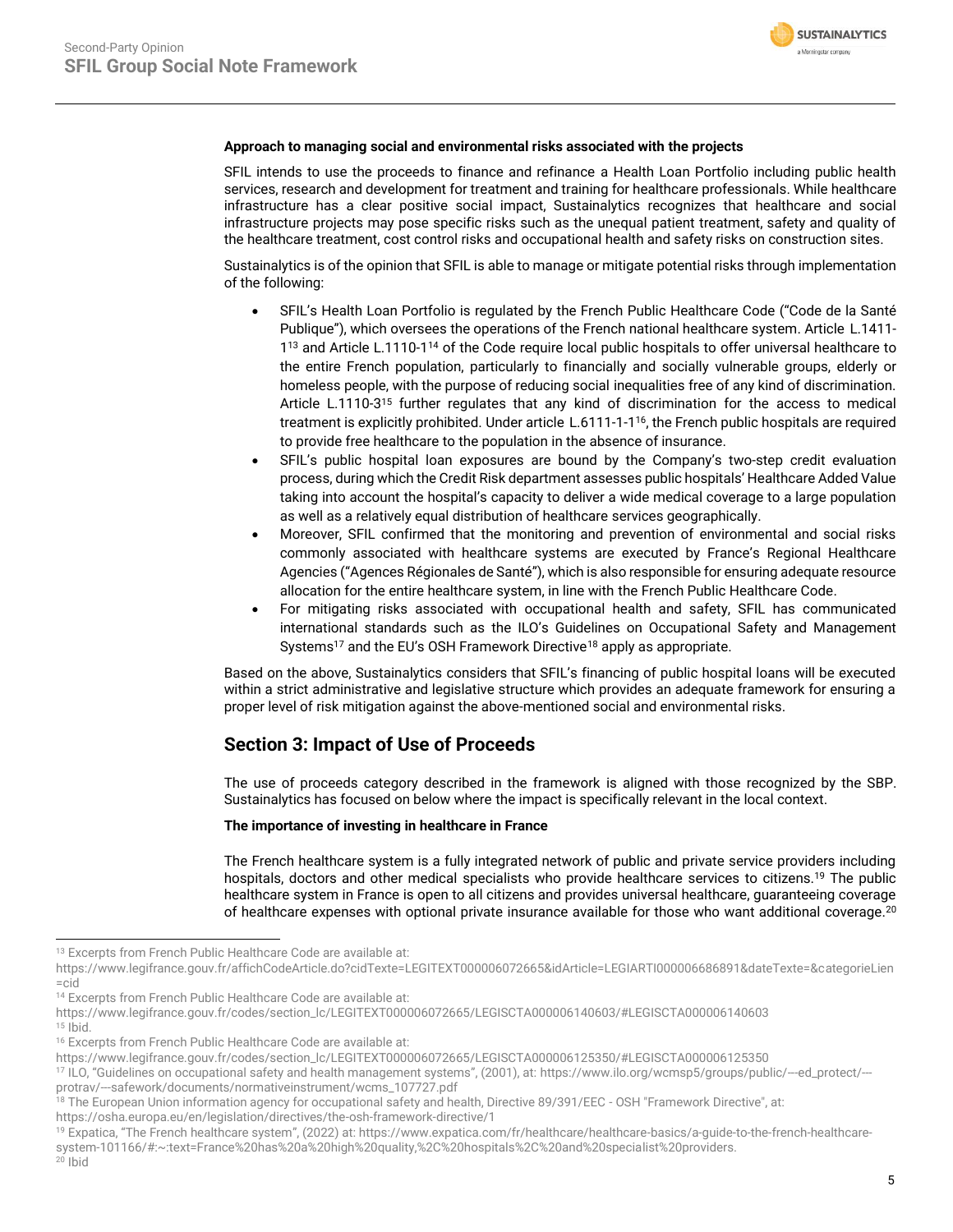**Approach to managing social and environmental risks associated with the projects**

SFIL intends to use the proceeds to finance and refinance a Health Loan Portfolio including public health services, research and development for treatment and training for healthcare professionals. While healthcare infrastructure has a clear positive social impact, Sustainalytics recognizes that healthcare and social infrastructure projects may pose specific risks such as the unequal patient treatment, safety and quality of the healthcare treatment, cost control risks and occupational health and safety risks on construction sites.

Sustainalytics is of the opinion that SFIL is able to manage or mitigate potential risks through implementation of the following:

- SFIL's Health Loan Portfolio is regulated by the French Public Healthcare Code ("Code de la Santé Publique"), which oversees the operations of the French national healthcare system. Article L.1411-1[13] and Article L.1110-1[14] of the Code require local public hospitals to offer universal healthcare to the entire French population, particularly to financially and socially vulnerable groups, elderly or homeless people, with the purpose of reducing social inequalities free of any kind of discrimination. Article L.1110-3[15] further regulates that any kind of discrimination for the access to medical treatment is explicitly prohibited. Under article L.6111-1-1[16], the French public hospitals are required to provide free healthcare to the population in the absence of insurance.
- SFIL's public hospital loan exposures are bound by the Company's two-step credit evaluation process, during which the Credit Risk department assesses public hospitals' Healthcare Added Value taking into account the hospital's capacity to deliver a wide medical coverage to a large population as well as a relatively equal distribution of healthcare services geographically.
- Moreover, SFIL confirmed that the monitoring and prevention of environmental and social risks commonly associated with healthcare systems are executed by France's Regional Healthcare Agencies ("Agences Régionales de Santé"), which is also responsible for ensuring adequate resource allocation for the entire healthcare system, in line with the French Public Healthcare Code.
- For mitigating risks associated with occupational health and safety, SFIL has communicated international standards such as the ILO's Guidelines on Occupational Safety and Management Systems[17] and the EU's OSH Framework Directive[18] apply as appropriate.

Based on the above, Sustainalytics considers that SFIL's financing of public hospital loans will be executed within a strict administrative and legislative structure which provides an adequate framework for ensuring a proper level of risk mitigation against the above-mentioned social and environmental risks.

## Section 3: Impact of Use of Proceeds

The use of proceeds category described in the framework is aligned with those recognized by the SBP. Sustainalytics has focused on below where the impact is specifically relevant in the local context.

**The importance of investing in healthcare in France**

The French healthcare system is a fully integrated network of public and private service providers including hospitals, doctors and other medical specialists who provide healthcare services to citizens.[19] The public healthcare system in France is open to all citizens and provides universal healthcare, guaranteeing coverage of healthcare expenses with optional private insurance available for those who want additional coverage.[20]

---

[13] Excerpts from French Public Healthcare Code are available at: https://www.legifrance.gouv.fr/affichCodeArticle.do?cidTexte=LEGITEXT000006072665&idArticle=LEGIARTI000006686891&dateTexte=&categorieLien=cid

[14] Excerpts from French Public Healthcare Code are available at: https://www.legifrance.gouv.fr/codes/section_lc/LEGITEXT000006072665/LEGISCTA000006140603/#LEGISCTA000006140603

[15] Ibid.

[16] Excerpts from French Public Healthcare Code are available at: https://www.legifrance.gouv.fr/codes/section_lc/LEGITEXT000006072665/LEGISCTA000006125350/#LEGISCTA000006125350

[17] ILO, "Guidelines on occupational safety and health management systems", (2001), at: https://www.ilo.org/wcmsp5/groups/public/---ed_protect/---protrav/---safework/documents/normativeinstrument/wcms_107727.pdf

[18] The European Union information agency for occupational safety and health, Directive 89/391/EEC - OSH "Framework Directive", at: https://osha.europa.eu/en/legislation/directives/the-osh-framework-directive/1

[19] Expatica, "The French healthcare system", (2022) at: https://www.expatica.com/fr/healthcare/healthcare-basics/a-guide-to-the-french-healthcare-system-101166/#:~:text=France%20has%20a%20high%20quality,%2C%20hospitals%2C%20and%20specialist%20providers.

[20] Ibid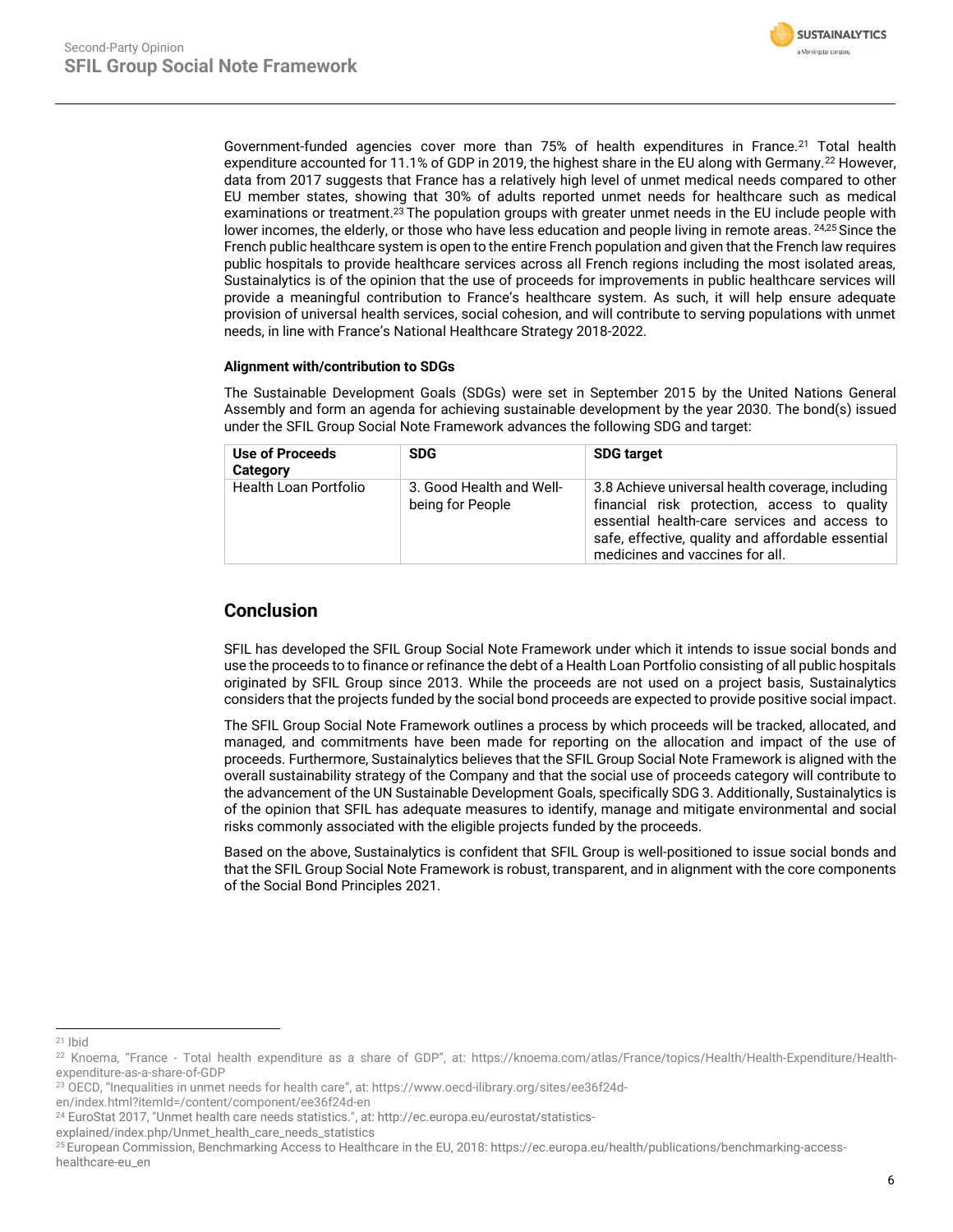Government-funded agencies cover more than 75% of health expenditures in France.[21] Total health expenditure accounted for 11.1% of GDP in 2019, the highest share in the EU along with Germany.[22] However, data from 2017 suggests that France has a relatively high level of unmet medical needs compared to other EU member states, showing that 30% of adults reported unmet needs for healthcare such as medical examinations or treatment.[23] The population groups with greater unmet needs in the EU include people with lower incomes, the elderly, or those who have less education and people living in remote areas.[24,25] Since the French public healthcare system is open to the entire French population and given that the French law requires public hospitals to provide healthcare services across all French regions including the most isolated areas, Sustainalytics is of the opinion that the use of proceeds for improvements in public healthcare services will provide a meaningful contribution to France's healthcare system. As such, it will help ensure adequate provision of universal health services, social cohesion, and will contribute to serving populations with unmet needs, in line with France's National Healthcare Strategy 2018-2022.

**Alignment with/contribution to SDGs**

The Sustainable Development Goals (SDGs) were set in September 2015 by the United Nations General Assembly and form an agenda for achieving sustainable development by the year 2030. The bond(s) issued under the SFIL Group Social Note Framework advances the following SDG and target:

| Use of Proceeds Category | SDG | SDG target |
| --- | --- | --- |
| Health Loan Portfolio | 3. Good Health and Well-being for People | 3.8 Achieve universal health coverage, including financial risk protection, access to quality essential health-care services and access to safe, effective, quality and affordable essential medicines and vaccines for all. |

## Conclusion

SFIL has developed the SFIL Group Social Note Framework under which it intends to issue social bonds and use the proceeds to to finance or refinance the debt of a Health Loan Portfolio consisting of all public hospitals originated by SFIL Group since 2013. While the proceeds are not used on a project basis, Sustainalytics considers that the projects funded by the social bond proceeds are expected to provide positive social impact.

The SFIL Group Social Note Framework outlines a process by which proceeds will be tracked, allocated, and managed, and commitments have been made for reporting on the allocation and impact of the use of proceeds. Furthermore, Sustainalytics believes that the SFIL Group Social Note Framework is aligned with the overall sustainability strategy of the Company and that the social use of proceeds category will contribute to the advancement of the UN Sustainable Development Goals, specifically SDG 3. Additionally, Sustainalytics is of the opinion that SFIL has adequate measures to identify, manage and mitigate environmental and social risks commonly associated with the eligible projects funded by the proceeds.

Based on the above, Sustainalytics is confident that SFIL Group is well-positioned to issue social bonds and that the SFIL Group Social Note Framework is robust, transparent, and in alignment with the core components of the Social Bond Principles 2021.

---

[21] Ibid

[22] Knoema, "France - Total health expenditure as a share of GDP", at: https://knoema.com/atlas/France/topics/Health/Health-Expenditure/Health-expenditure-as-a-share-of-GDP

[23] OECD, "Inequalities in unmet needs for health care", at: https://www.oecd-ilibrary.org/sites/ee36f24d-en/index.html?itemId=/content/component/ee36f24d-en

[24] EuroStat 2017, "Unmet health care needs statistics.", at: http://ec.europa.eu/eurostat/statistics-explained/index.php/Unmet_health_care_needs_statistics

[25] European Commission, Benchmarking Access to Healthcare in the EU, 2018: https://ec.europa.eu/health/publications/benchmarking-access-healthcare-eu_en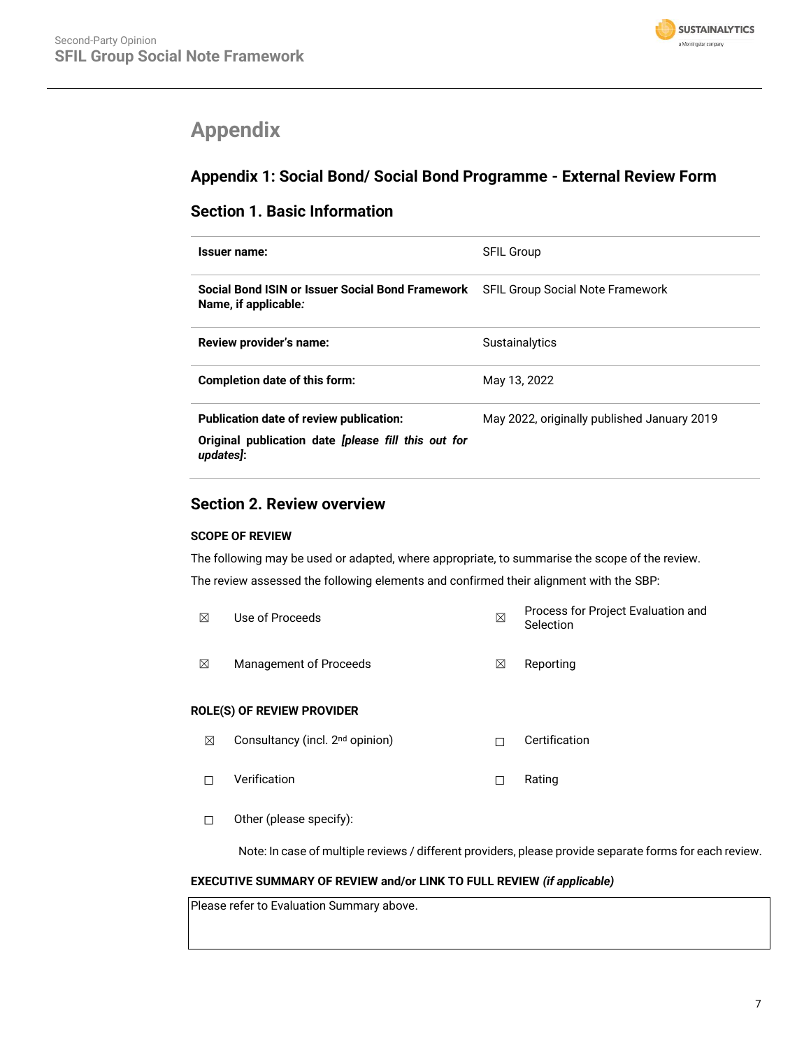# Appendix

## Appendix 1: Social Bond/ Social Bond Programme - External Review Form

### Section 1. Basic Information

| | |
|---|---|
| **Issuer name:** | SFIL Group |
| **Social Bond ISIN or Issuer Social Bond Framework Name, if applicable*:*** | SFIL Group Social Note Framework |
| **Review provider's name:** | Sustainalytics |
| **Completion date of this form:** | May 13, 2022 |
| **Publication date of review publication:**<br>**Original publication date *[please fill this out for updates]*:** | May 2022, originally published January 2019 |

### Section 2. Review overview

**SCOPE OF REVIEW**

The following may be used or adapted, where appropriate, to summarise the scope of the review.

The review assessed the following elements and confirmed their alignment with the SBP:

| | | | |
|---|---|---|---|
| ☒ | Use of Proceeds | ☒ | Process for Project Evaluation and Selection |
| ☒ | Management of Proceeds | ☒ | Reporting |

**ROLE(S) OF REVIEW PROVIDER**

| | | | |
|---|---|---|---|
| ☒ | Consultancy (incl. 2nd opinion) | ☐ | Certification |
| ☐ | Verification | ☐ | Rating |
| ☐ | Other (please specify): | | |

Note: In case of multiple reviews / different providers, please provide separate forms for each review.

**EXECUTIVE SUMMARY OF REVIEW and/or LINK TO FULL REVIEW *(if applicable)***

Please refer to Evaluation Summary above.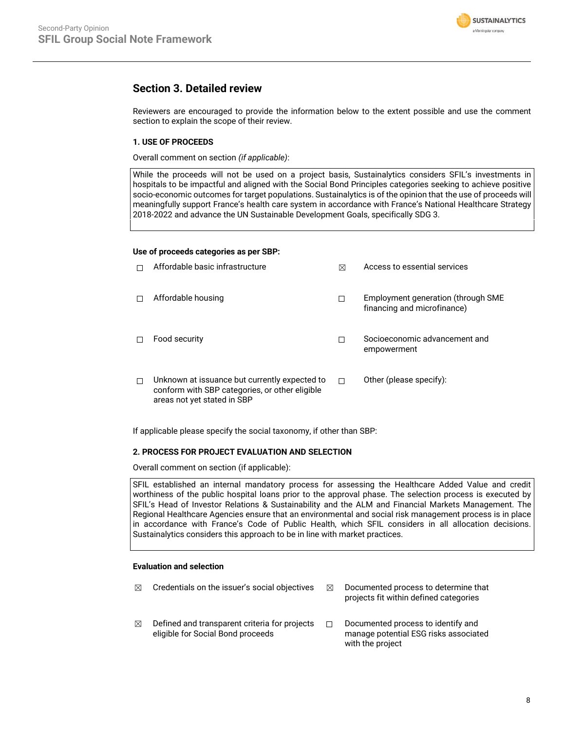## Section 3. Detailed review

Reviewers are encouraged to provide the information below to the extent possible and use the comment section to explain the scope of their review.

### 1. USE OF PROCEEDS

Overall comment on section *(if applicable)*:

| While the proceeds will not be used on a project basis, Sustainalytics considers SFIL's investments in hospitals to be impactful and aligned with the Social Bond Principles categories seeking to achieve positive socio-economic outcomes for target populations. Sustainalytics is of the opinion that the use of proceeds will meaningfully support France's health care system in accordance with France's National Healthcare Strategy 2018-2022 and advance the UN Sustainable Development Goals, specifically SDG 3. |
|---|

**Use of proceeds categories as per SBP:**

- ☐ Affordable basic infrastructure
- ☒ Access to essential services
- ☐ Affordable housing
- ☐ Employment generation (through SME financing and microfinance)
- ☐ Food security
- ☐ Socioeconomic advancement and empowerment
- ☐ Unknown at issuance but currently expected to conform with SBP categories, or other eligible areas not yet stated in SBP
- ☐ Other (please specify):

If applicable please specify the social taxonomy, if other than SBP:

### 2. PROCESS FOR PROJECT EVALUATION AND SELECTION

Overall comment on section (if applicable):

| SFIL established an internal mandatory process for assessing the Healthcare Added Value and credit worthiness of the public hospital loans prior to the approval phase. The selection process is executed by SFIL's Head of Investor Relations & Sustainability and the ALM and Financial Markets Management. The Regional Healthcare Agencies ensure that an environmental and social risk management process is in place in accordance with France's Code of Public Health, which SFIL considers in all allocation decisions. Sustainalytics considers this approach to be in line with market practices. |
|---|

**Evaluation and selection**

- ☒ Credentials on the issuer's social objectives
- ☒ Documented process to determine that projects fit within defined categories
- ☒ Defined and transparent criteria for projects eligible for Social Bond proceeds
- ☐ Documented process to identify and manage potential ESG risks associated with the project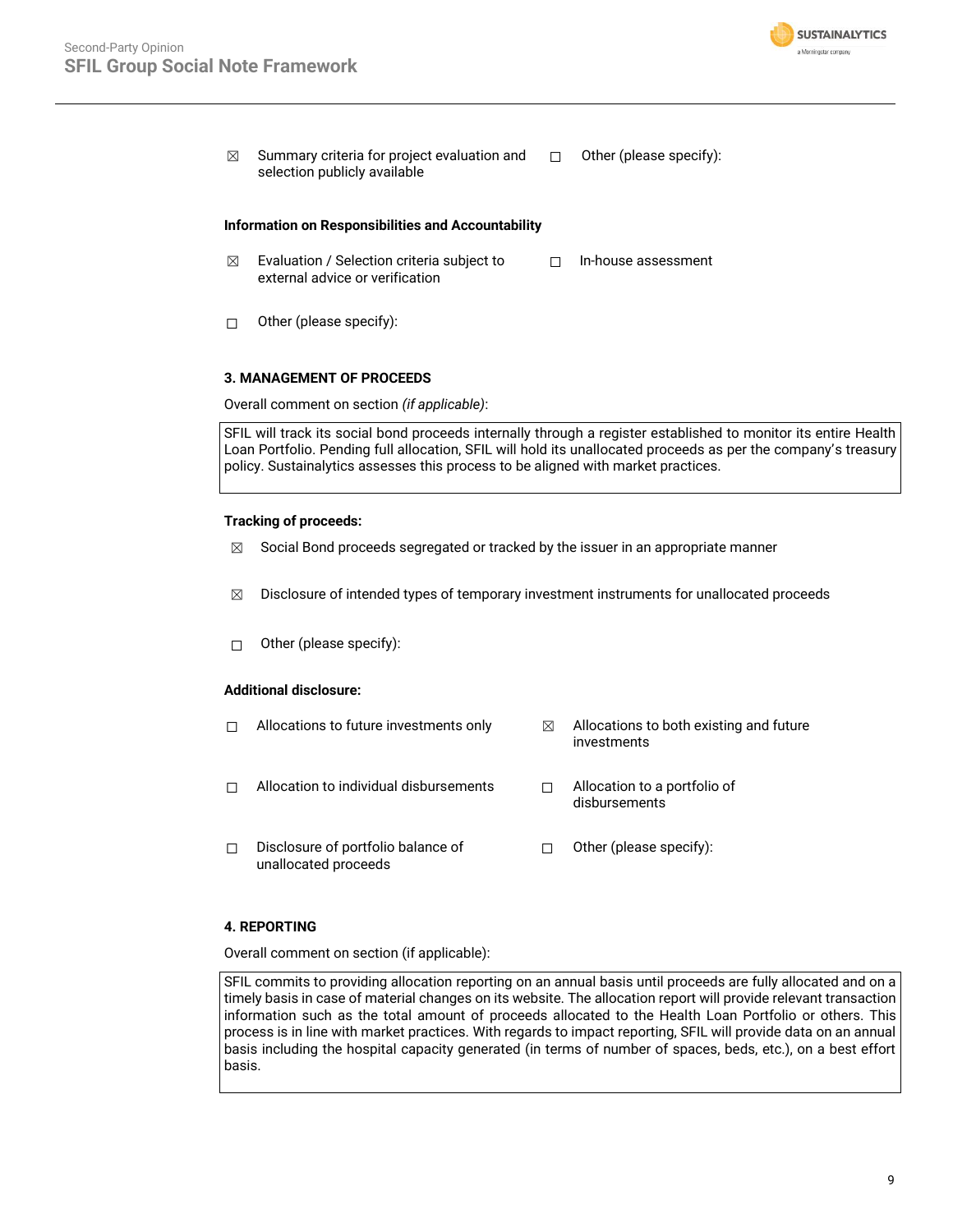☒ Summary criteria for project evaluation and selection publicly available

☐ Other (please specify):

**Information on Responsibilities and Accountability**

☒ Evaluation / Selection criteria subject to external advice or verification

☐ In-house assessment

☐ Other (please specify):

**3. MANAGEMENT OF PROCEEDS**

Overall comment on section *(if applicable)*:

SFIL will track its social bond proceeds internally through a register established to monitor its entire Health Loan Portfolio. Pending full allocation, SFIL will hold its unallocated proceeds as per the company's treasury policy. Sustainalytics assesses this process to be aligned with market practices.

**Tracking of proceeds:**

☒ Social Bond proceeds segregated or tracked by the issuer in an appropriate manner

☒ Disclosure of intended types of temporary investment instruments for unallocated proceeds

☐ Other (please specify):

**Additional disclosure:**

☐ Allocations to future investments only

☒ Allocations to both existing and future investments

☐ Allocation to individual disbursements

☐ Allocation to a portfolio of disbursements

☐ Disclosure of portfolio balance of unallocated proceeds

☐ Other (please specify):

**4. REPORTING**

Overall comment on section (if applicable):

SFIL commits to providing allocation reporting on an annual basis until proceeds are fully allocated and on a timely basis in case of material changes on its website. The allocation report will provide relevant transaction information such as the total amount of proceeds allocated to the Health Loan Portfolio or others. This process is in line with market practices. With regards to impact reporting, SFIL will provide data on an annual basis including the hospital capacity generated (in terms of number of spaces, beds, etc.), on a best effort basis.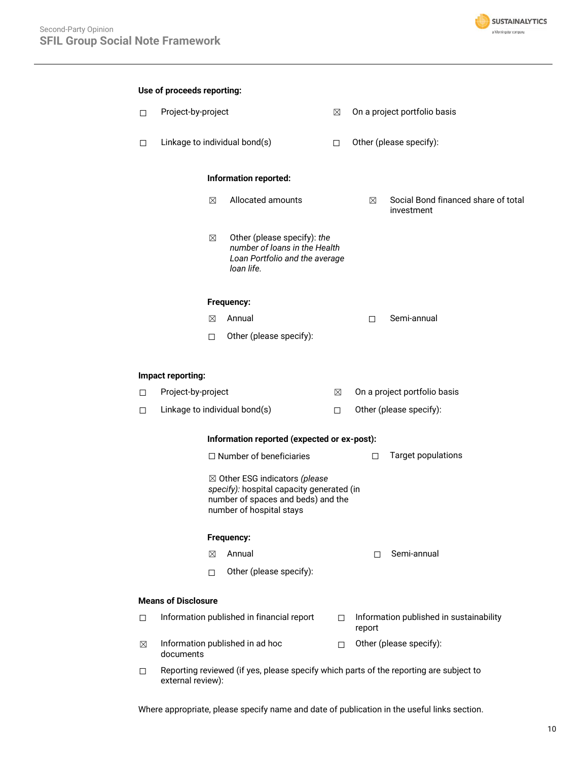**Use of proceeds reporting:**

☐ Project-by-project

☒ On a project portfolio basis

☐ Linkage to individual bond(s)

☐ Other (please specify):

**Information reported:**

☒ Allocated amounts

☒ Social Bond financed share of total investment

☒ Other (please specify): *the number of loans in the Health Loan Portfolio and the average loan life.*

**Frequency:**

☒ Annual

☐ Semi-annual

☐ Other (please specify):

**Impact reporting:**

☐ Project-by-project

☒ On a project portfolio basis

☐ Linkage to individual bond(s)

☐ Other (please specify):

**Information reported (expected or ex-post):**

☐ Number of beneficiaries

☐ Target populations

☒ Other ESG indicators *(please specify):* hospital capacity generated (in number of spaces and beds) and the number of hospital stays

**Frequency:**

☒ Annual

☐ Semi-annual

☐ Other (please specify):

**Means of Disclosure**

☐ Information published in financial report

☐ Information published in sustainability report

☒ Information published in ad hoc documents

☐ Other (please specify):

☐ Reporting reviewed (if yes, please specify which parts of the reporting are subject to external review):

Where appropriate, please specify name and date of publication in the useful links section.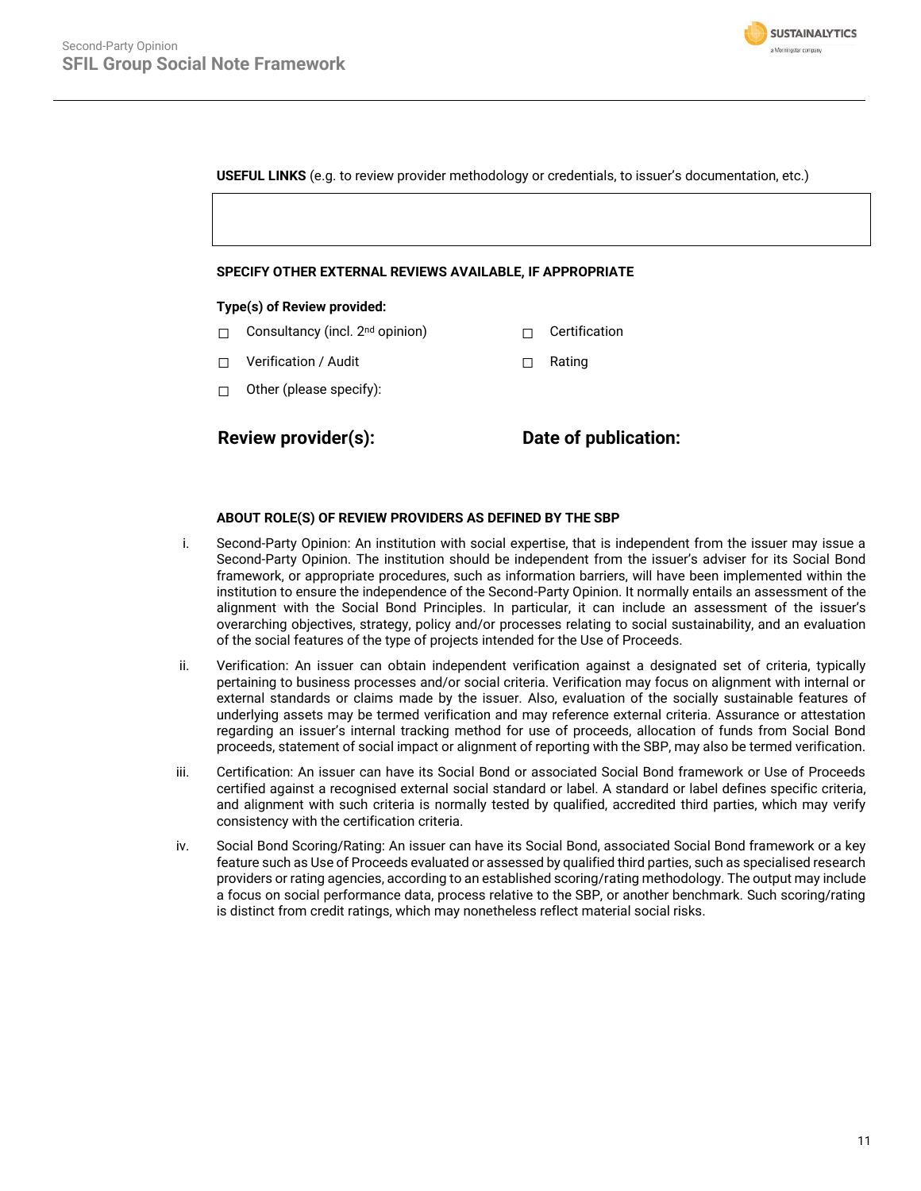**USEFUL LINKS** (e.g. to review provider methodology or credentials, to issuer's documentation, etc.)

| |
|---|
| |

**SPECIFY OTHER EXTERNAL REVIEWS AVAILABLE, IF APPROPRIATE**

**Type(s) of Review provided:**

- ☐ Consultancy (incl. 2nd opinion)
- ☐ Certification
- ☐ Verification / Audit
- ☐ Rating
- ☐ Other (please specify):

**Review provider(s):**

**Date of publication:**

**ABOUT ROLE(S) OF REVIEW PROVIDERS AS DEFINED BY THE SBP**

i. Second-Party Opinion: An institution with social expertise, that is independent from the issuer may issue a Second-Party Opinion. The institution should be independent from the issuer's adviser for its Social Bond framework, or appropriate procedures, such as information barriers, will have been implemented within the institution to ensure the independence of the Second-Party Opinion. It normally entails an assessment of the alignment with the Social Bond Principles. In particular, it can include an assessment of the issuer's overarching objectives, strategy, policy and/or processes relating to social sustainability, and an evaluation of the social features of the type of projects intended for the Use of Proceeds.

ii. Verification: An issuer can obtain independent verification against a designated set of criteria, typically pertaining to business processes and/or social criteria. Verification may focus on alignment with internal or external standards or claims made by the issuer. Also, evaluation of the socially sustainable features of underlying assets may be termed verification and may reference external criteria. Assurance or attestation regarding an issuer's internal tracking method for use of proceeds, allocation of funds from Social Bond proceeds, statement of social impact or alignment of reporting with the SBP, may also be termed verification.

iii. Certification: An issuer can have its Social Bond or associated Social Bond framework or Use of Proceeds certified against a recognised external social standard or label. A standard or label defines specific criteria, and alignment with such criteria is normally tested by qualified, accredited third parties, which may verify consistency with the certification criteria.

iv. Social Bond Scoring/Rating: An issuer can have its Social Bond, associated Social Bond framework or a key feature such as Use of Proceeds evaluated or assessed by qualified third parties, such as specialised research providers or rating agencies, according to an established scoring/rating methodology. The output may include a focus on social performance data, process relative to the SBP, or another benchmark. Such scoring/rating is distinct from credit ratings, which may nonetheless reflect material social risks.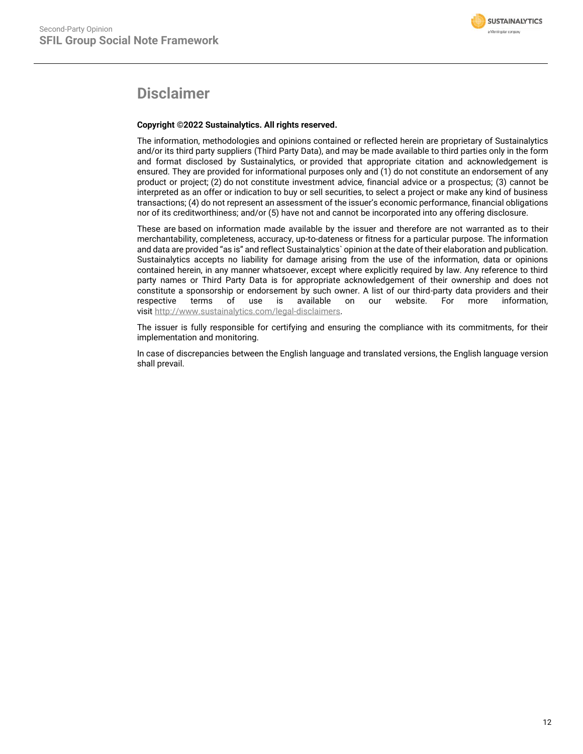# Disclaimer

**Copyright ©2022 Sustainalytics. All rights reserved.**

The information, methodologies and opinions contained or reflected herein are proprietary of Sustainalytics and/or its third party suppliers (Third Party Data), and may be made available to third parties only in the form and format disclosed by Sustainalytics, or provided that appropriate citation and acknowledgement is ensured. They are provided for informational purposes only and (1) do not constitute an endorsement of any product or project; (2) do not constitute investment advice, financial advice or a prospectus; (3) cannot be interpreted as an offer or indication to buy or sell securities, to select a project or make any kind of business transactions; (4) do not represent an assessment of the issuer's economic performance, financial obligations nor of its creditworthiness; and/or (5) have not and cannot be incorporated into any offering disclosure.

These are based on information made available by the issuer and therefore are not warranted as to their merchantability, completeness, accuracy, up-to-dateness or fitness for a particular purpose. The information and data are provided "as is" and reflect Sustainalytics` opinion at the date of their elaboration and publication. Sustainalytics accepts no liability for damage arising from the use of the information, data or opinions contained herein, in any manner whatsoever, except where explicitly required by law. Any reference to third party names or Third Party Data is for appropriate acknowledgement of their ownership and does not constitute a sponsorship or endorsement by such owner. A list of our third-party data providers and their respective terms of use is available on our website. For more information, visit http://www.sustainalytics.com/legal-disclaimers.

The issuer is fully responsible for certifying and ensuring the compliance with its commitments, for their implementation and monitoring.

In case of discrepancies between the English language and translated versions, the English language version shall prevail.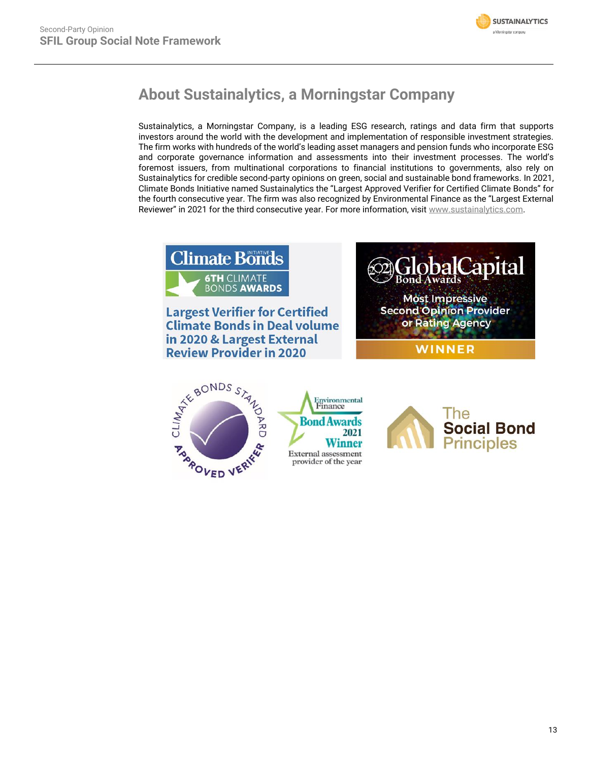## About Sustainalytics, a Morningstar Company

Sustainalytics, a Morningstar Company, is a leading ESG research, ratings and data firm that supports investors around the world with the development and implementation of responsible investment strategies. The firm works with hundreds of the world's leading asset managers and pension funds who incorporate ESG and corporate governance information and assessments into their investment processes. The world's foremost issuers, from multinational corporations to financial institutions to governments, also rely on Sustainalytics for credible second-party opinions on green, social and sustainable bond frameworks. In 2021, Climate Bonds Initiative named Sustainalytics the "Largest Approved Verifier for Certified Climate Bonds" for the fourth consecutive year. The firm was also recognized by Environmental Finance as the "Largest External Reviewer" in 2021 for the third consecutive year. For more information, visit www.sustainalytics.com.

Climate Bonds Initiative
6TH CLIMATE BONDS AWARDS
Largest Verifier for Certified Climate Bonds in Deal volume in 2020 & Largest External Review Provider in 2020

2021 GlobalCapital Bond Awards
Most Impressive Second Opinion Provider or Rating Agency
WINNER

CLIMATE BONDS STANDARD APPROVED VERIFIER

Environmental Finance Bond Awards 2021 Winner
External assessment provider of the year

The Social Bond Principles